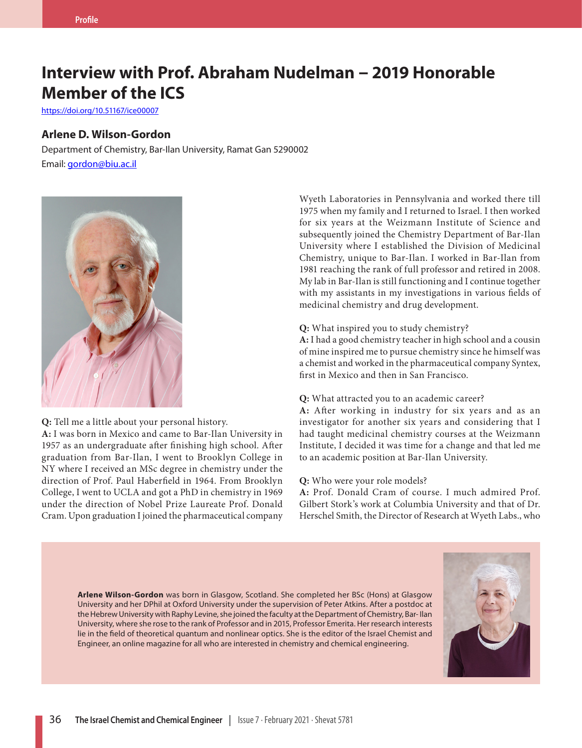Profile

# Interview with Prof. Abraham Nudelman – 2019 Honorable Member of the ICS

https://doi.org/10.51167/ice00007

### Arlene D. Wilson-Gordon

Department of Chemistry, Bar-Ilan University, Ramat Gan 5290002

Email: gordon@biu.ac.il

**Q:** Tell me a little about your personal history.

**A:** I was born in Mexico and came to Bar-Ilan University in 1957 as an undergraduate after finishing high school. After graduation from Bar-Ilan, I went to Brooklyn College in NY where I received an MSc degree in chemistry under the direction of Prof. Paul Haberfield in 1964. From Brooklyn College, I went to UCLA and got a PhD in chemistry in 1969 under the direction of Nobel Prize Laureate Prof. Donald Cram. Upon graduation I joined the pharmaceutical company Wyeth Laboratories in Pennsylvania and worked there till 1975 when my family and I returned to Israel. I then worked for six years at the Weizmann Institute of Science and subsequently joined the Chemistry Department of Bar-Ilan University where I established the Division of Medicinal Chemistry, unique to Bar-Ilan. I worked in Bar-Ilan from 1981 reaching the rank of full professor and retired in 2008. My lab in Bar-Ilan is still functioning and I continue together with my assistants in my investigations in various fields of medicinal chemistry and drug development.

**Q:** What inspired you to study chemistry?

**A:** I had a good chemistry teacher in high school and a cousin of mine inspired me to pursue chemistry since he himself was a chemist and worked in the pharmaceutical company Syntex, first in Mexico and then in San Francisco.

**Q:** What attracted you to an academic career?

**A:** After working in industry for six years and as an investigator for another six years and considering that I had taught medicinal chemistry courses at the Weizmann Institute, I decided it was time for a change and that led me to an academic position at Bar-Ilan University.

**Q:** Who were your role models?

**A:** Prof. Donald Cram of course. I much admired Prof. Gilbert Stork's work at Columbia University and that of Dr. Herschel Smith, the Director of Research at Wyeth Labs., who

**Arlene Wilson-Gordon** was born in Glasgow, Scotland. She completed her BSc (Hons) at Glasgow University and her DPhil at Oxford University under the supervision of Peter Atkins. After a postdoc at the Hebrew University with Raphy Levine, she joined the faculty at the Department of Chemistry, Bar- Ilan University, where she rose to the rank of Professor and in 2015, Professor Emerita. Her research interests lie in the field of theoretical quantum and nonlinear optics. She is the editor of the Israel Chemist and Engineer, an online magazine for all who are interested in chemistry and chemical engineering.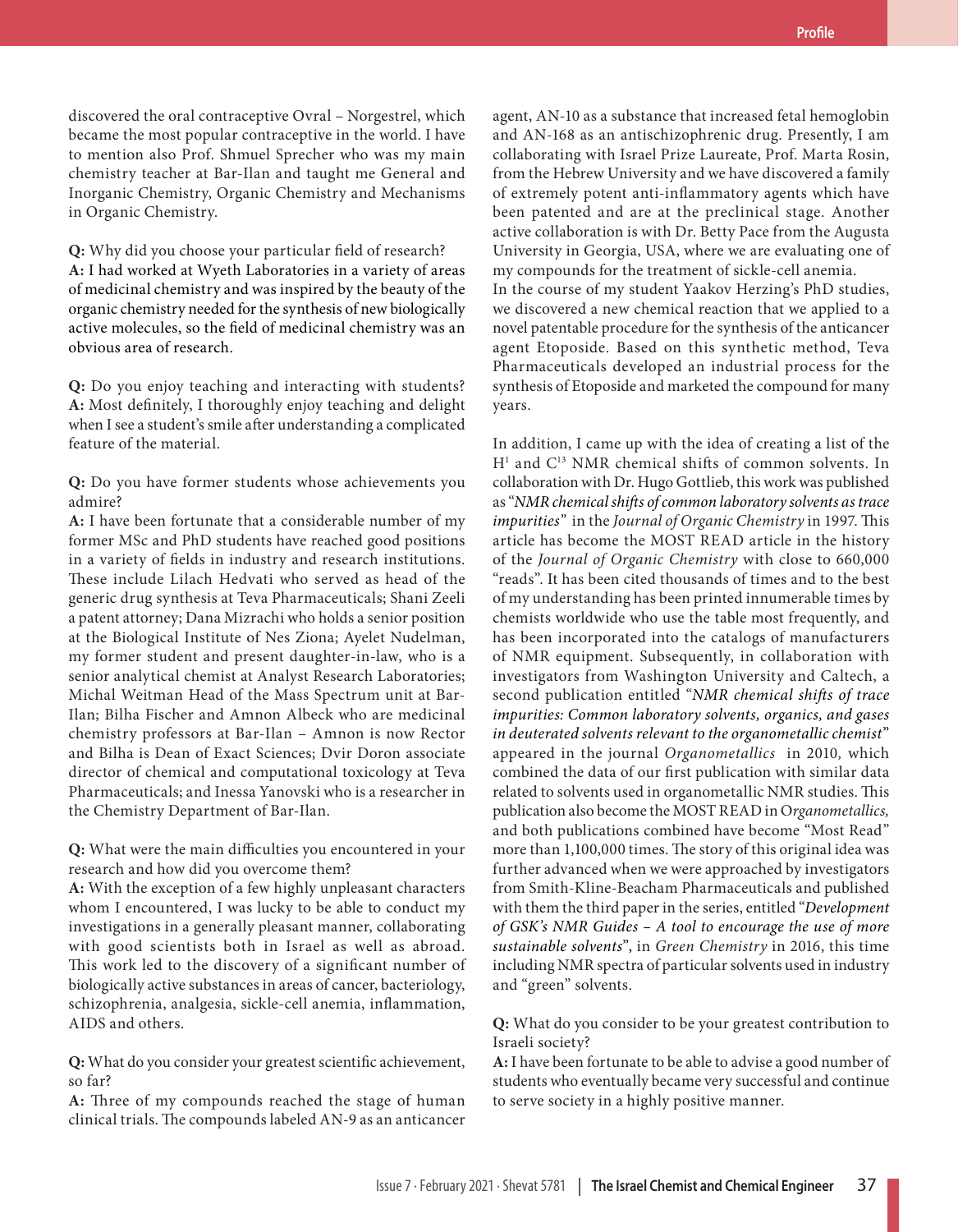discovered the oral contraceptive Ovral – Norgestrel, which became the most popular contraceptive in the world. I have to mention also Prof. Shmuel Sprecher who was my main chemistry teacher at Bar-Ilan and taught me General and Inorganic Chemistry, Organic Chemistry and Mechanisms in Organic Chemistry.

**Q:** Why did you choose your particular field of research?
**A:** I had worked at Wyeth Laboratories in a variety of areas of medicinal chemistry and was inspired by the beauty of the organic chemistry needed for the synthesis of new biologically active molecules, so the field of medicinal chemistry was an obvious area of research.

**Q:** Do you enjoy teaching and interacting with students?
**A:** Most definitely, I thoroughly enjoy teaching and delight when I see a student's smile after understanding a complicated feature of the material.

**Q:** Do you have former students whose achievements you admire?
**A:** I have been fortunate that a considerable number of my former MSc and PhD students have reached good positions in a variety of fields in industry and research institutions. These include Lilach Hedvati who served as head of the generic drug synthesis at Teva Pharmaceuticals; Shani Zeeli a patent attorney; Dana Mizrachi who holds a senior position at the Biological Institute of Nes Ziona; Ayelet Nudelman, my former student and present daughter-in-law, who is a senior analytical chemist at Analyst Research Laboratories; Michal Weitman Head of the Mass Spectrum unit at Bar-Ilan; Bilha Fischer and Amnon Albeck who are medicinal chemistry professors at Bar-Ilan – Amnon is now Rector and Bilha is Dean of Exact Sciences; Dvir Doron associate director of chemical and computational toxicology at Teva Pharmaceuticals; and Inessa Yanovski who is a researcher in the Chemistry Department of Bar-Ilan.

**Q:** What were the main difficulties you encountered in your research and how did you overcome them?
**A:** With the exception of a few highly unpleasant characters whom I encountered, I was lucky to be able to conduct my investigations in a generally pleasant manner, collaborating with good scientists both in Israel as well as abroad. This work led to the discovery of a significant number of biologically active substances in areas of cancer, bacteriology, schizophrenia, analgesia, sickle-cell anemia, inflammation, AIDS and others.

**Q:** What do you consider your greatest scientific achievement, so far?
**A:** Three of my compounds reached the stage of human clinical trials. The compounds labeled AN-9 as an anticancer agent, AN-10 as a substance that increased fetal hemoglobin and AN-168 as an antischizophrenic drug. Presently, I am collaborating with Israel Prize Laureate, Prof. Marta Rosin, from the Hebrew University and we have discovered a family of extremely potent anti-inflammatory agents which have been patented and are at the preclinical stage. Another active collaboration is with Dr. Betty Pace from the Augusta University in Georgia, USA, where we are evaluating one of my compounds for the treatment of sickle-cell anemia.
In the course of my student Yaakov Herzing's PhD studies, we discovered a new chemical reaction that we applied to a novel patentable procedure for the synthesis of the anticancer agent Etoposide. Based on this synthetic method, Teva Pharmaceuticals developed an industrial process for the synthesis of Etoposide and marketed the compound for many years.

In addition, I came up with the idea of creating a list of the $H^1$ and $C^{13}$ NMR chemical shifts of common solvents. In collaboration with Dr. Hugo Gottlieb, this work was published as "*NMR chemical shifts of common laboratory solvents as trace impurities*" in the *Journal of Organic Chemistry* in 1997. This article has become the MOST READ article in the history of the *Journal of Organic Chemistry* with close to 660,000 "reads". It has been cited thousands of times and to the best of my understanding has been printed innumerable times by chemists worldwide who use the table most frequently, and has been incorporated into the catalogs of manufacturers of NMR equipment. Subsequently, in collaboration with investigators from Washington University and Caltech, a second publication entitled "*NMR chemical shifts of trace impurities: Common laboratory solvents, organics, and gases in deuterated solvents relevant to the organometallic chemist*" appeared in the journal *Organometallics* in 2010, which combined the data of our first publication with similar data related to solvents used in organometallic NMR studies. This publication also become the MOST READ in *Organometallics*, and both publications combined have become "Most Read" more than 1,100,000 times. The story of this original idea was further advanced when we were approached by investigators from Smith-Kline-Beacham Pharmaceuticals and published with them the third paper in the series, entitled "*Development of GSK's NMR Guides – A tool to encourage the use of more sustainable solvents*", in *Green Chemistry* in 2016, this time including NMR spectra of particular solvents used in industry and "green" solvents.

**Q:** What do you consider to be your greatest contribution to Israeli society?
**A:** I have been fortunate to be able to advise a good number of students who eventually became very successful and continue to serve society in a highly positive manner.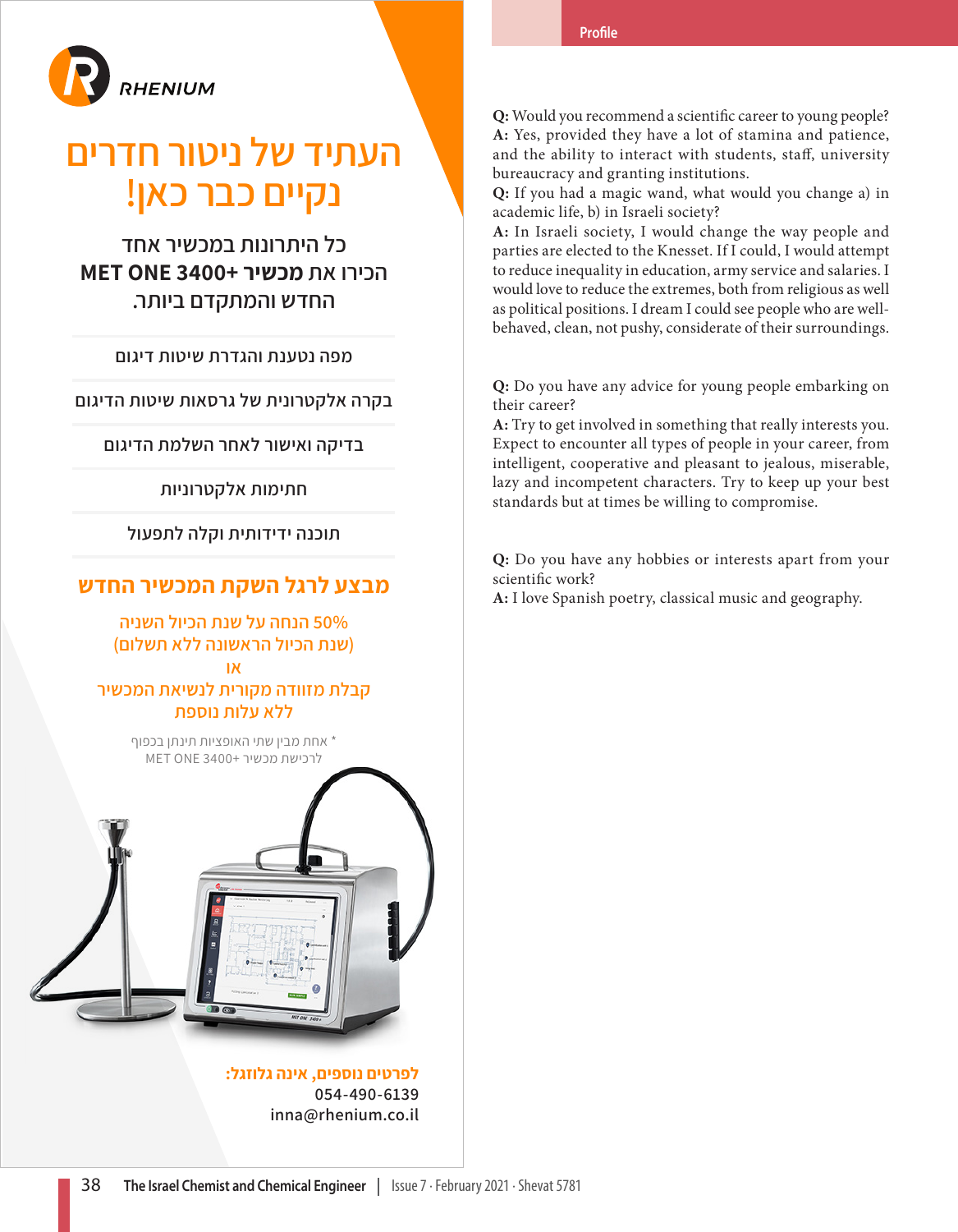**Q:** Would you recommend a scientific career to young people?
**A:** Yes, provided they have a lot of stamina and patience, and the ability to interact with students, staff, university bureaucracy and granting institutions.

**Q:** If you had a magic wand, what would you change a) in academic life, b) in Israeli society?
**A:** In Israeli society, I would change the way people and parties are elected to the Knesset. If I could, I would attempt to reduce inequality in education, army service and salaries. I would love to reduce the extremes, both from religious as well as political positions. I dream I could see people who are well-behaved, clean, not pushy, considerate of their surroundings.

**Q:** Do you have any advice for young people embarking on their career?
**A:** Try to get involved in something that really interests you. Expect to encounter all types of people in your career, from intelligent, cooperative and pleasant to jealous, miserable, lazy and incompetent characters. Try to keep up your best standards but at times be willing to compromise.

**Q:** Do you have any hobbies or interests apart from your scientific work?
**A:** I love Spanish poetry, classical music and geography.

RHENIUM

# העתיד של ניטור חדרים נקיים כבר כאן!

כל היתרונות במכשיר אחד
הכירו את **מכשיר MET ONE 3400+**
החדש והמתקדם ביותר.

- מפה נטענת והגדרת שיטות דיגום
- בקרה אלקטרונית של גרסאות שיטות הדיגום
- בדיקה ואישור לאחר השלמת הדיגום
- חתימות אלקטרוניות
- תוכנה ידידותית וקלה לתפעול

## מבצע לרגל השקת המכשיר החדש

50% הנחה על שנת הכיול השניה
(שנת הכיול הראשונה ללא תשלום)
או
קבלת מזוודה מקורית לנשיאת המכשיר
ללא עלות נוספת

* אחת מבין שתי האופציות תינתן בכפוף
לרכישת מכשיר MET ONE 3400+

**לפרטים נוספים, אינה גלוזגל:**
054-490-6139
inna@rhenium.co.il